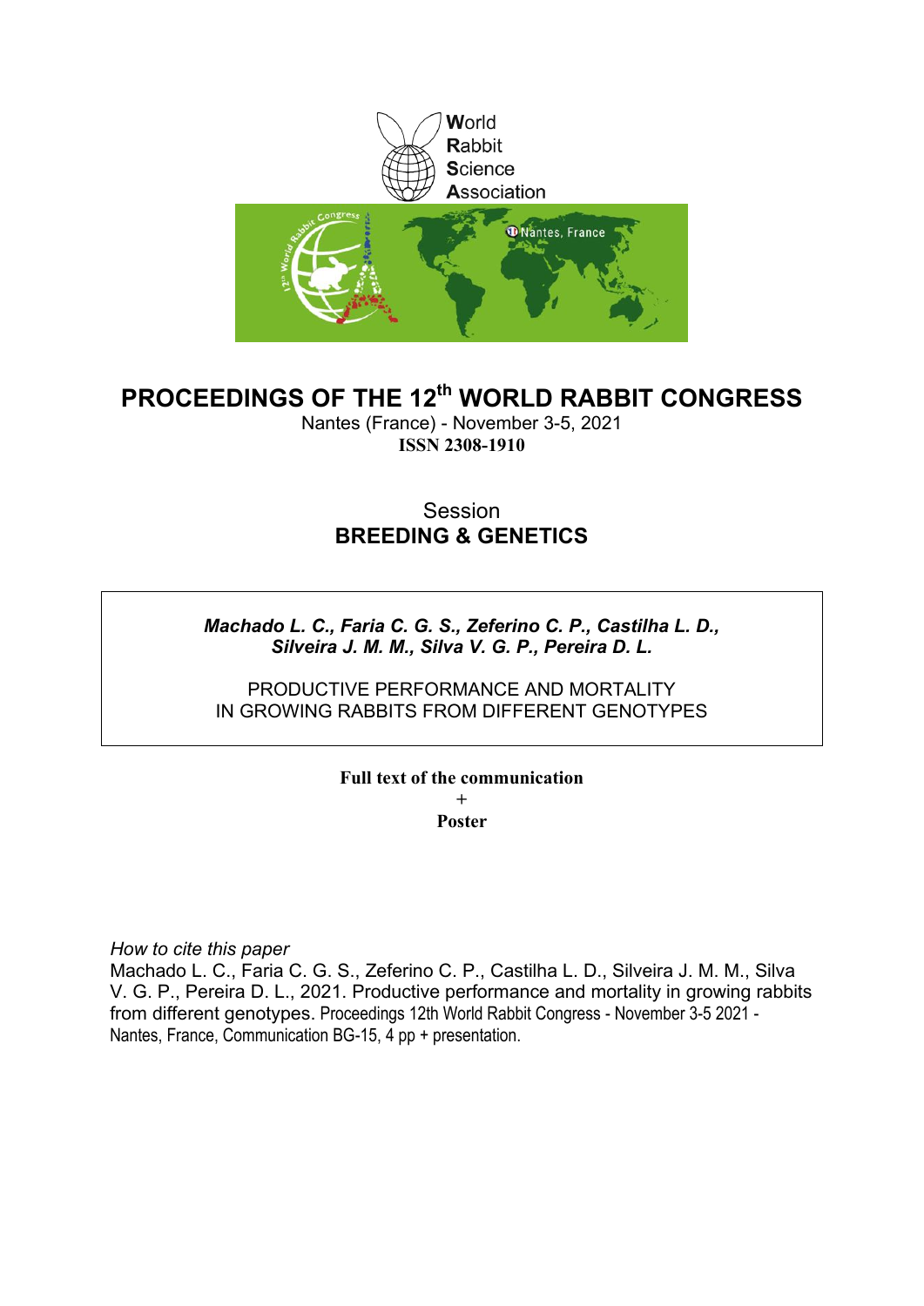World
Rabbit
Science
Association

# PROCEEDINGS OF THE 12th WORLD RABBIT CONGRESS

Nantes (France) - November 3-5, 2021
**ISSN 2308-1910**

Session
**BREEDING & GENETICS**

***Machado L. C., Faria C. G. S., Zeferino C. P., Castilha L. D., Silveira J. M. M., Silva V. G. P., Pereira D. L.***

PRODUCTIVE PERFORMANCE AND MORTALITY IN GROWING RABBITS FROM DIFFERENT GENOTYPES

**Full text of the communication**
**+**
**Poster**

*How to cite this paper*
Machado L. C., Faria C. G. S., Zeferino C. P., Castilha L. D., Silveira J. M. M., Silva V. G. P., Pereira D. L., 2021. Productive performance and mortality in growing rabbits from different genotypes. Proceedings 12th World Rabbit Congress - November 3-5 2021 - Nantes, France, Communication BG-15, 4 pp + presentation.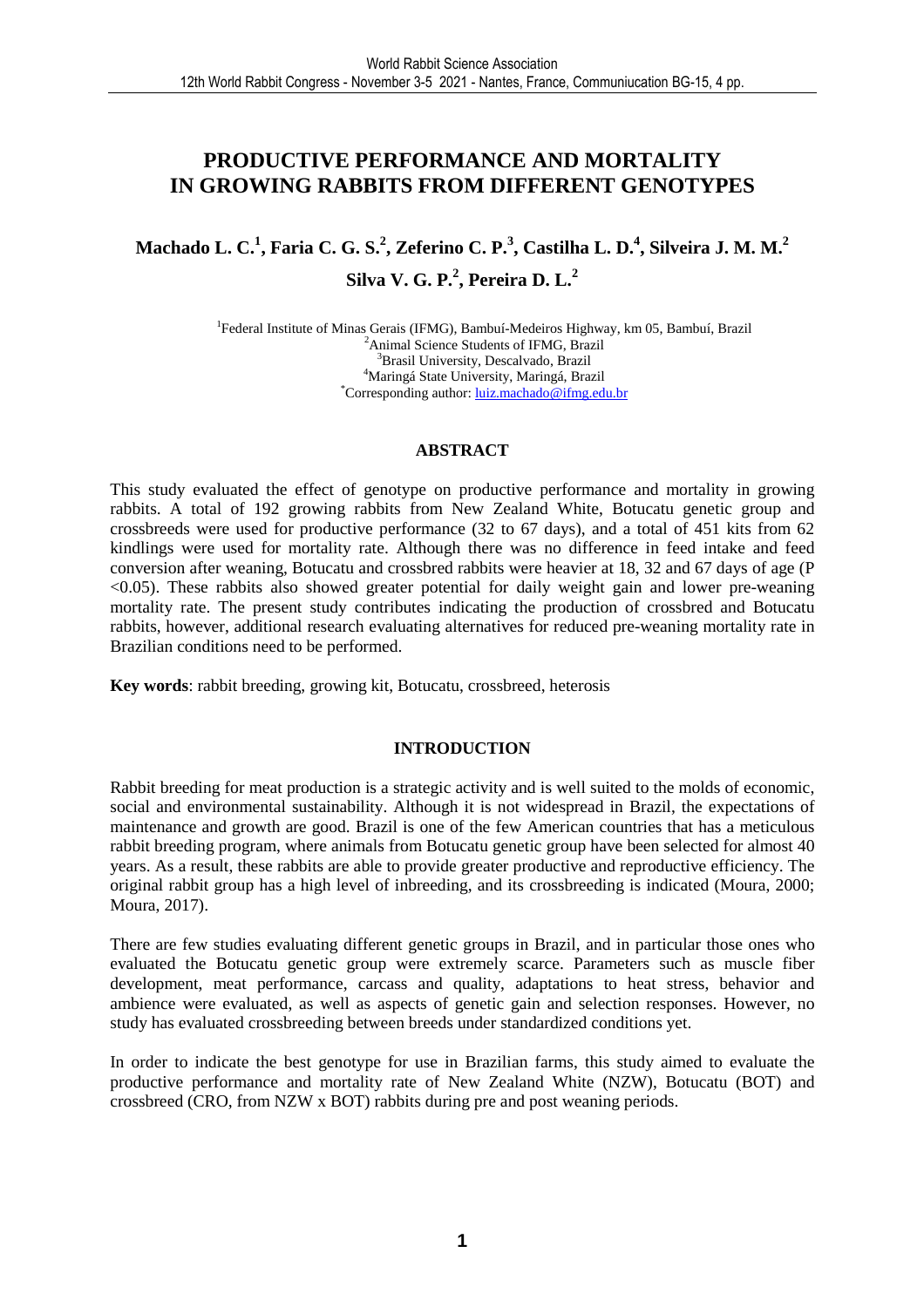# PRODUCTIVE PERFORMANCE AND MORTALITY IN GROWING RABBITS FROM DIFFERENT GENOTYPES

**Machado L. C.[1], Faria C. G. S.[2], Zeferino C. P.[3], Castilha L. D.[4], Silveira J. M. M.[2] Silva V. G. P.[2], Pereira D. L.[2]**

[1]Federal Institute of Minas Gerais (IFMG), Bambuí-Medeiros Highway, km 05, Bambuí, Brazil
[2]Animal Science Students of IFMG, Brazil
[3]Brasil University, Descalvado, Brazil
[4]Maringá State University, Maringá, Brazil
[*]Corresponding author: luiz.machado@ifmg.edu.br

## ABSTRACT

This study evaluated the effect of genotype on productive performance and mortality in growing rabbits. A total of 192 growing rabbits from New Zealand White, Botucatu genetic group and crossbreeds were used for productive performance (32 to 67 days), and a total of 451 kits from 62 kindlings were used for mortality rate. Although there was no difference in feed intake and feed conversion after weaning, Botucatu and crossbred rabbits were heavier at 18, 32 and 67 days of age ($P < 0.05$). These rabbits also showed greater potential for daily weight gain and lower pre-weaning mortality rate. The present study contributes indicating the production of crossbred and Botucatu rabbits, however, additional research evaluating alternatives for reduced pre-weaning mortality rate in Brazilian conditions need to be performed.

**Key words**: rabbit breeding, growing kit, Botucatu, crossbreed, heterosis

## INTRODUCTION

Rabbit breeding for meat production is a strategic activity and is well suited to the molds of economic, social and environmental sustainability. Although it is not widespread in Brazil, the expectations of maintenance and growth are good. Brazil is one of the few American countries that has a meticulous rabbit breeding program, where animals from Botucatu genetic group have been selected for almost 40 years. As a result, these rabbits are able to provide greater productive and reproductive efficiency. The original rabbit group has a high level of inbreeding, and its crossbreeding is indicated (Moura, 2000; Moura, 2017).

There are few studies evaluating different genetic groups in Brazil, and in particular those ones who evaluated the Botucatu genetic group were extremely scarce. Parameters such as muscle fiber development, meat performance, carcass and quality, adaptations to heat stress, behavior and ambience were evaluated, as well as aspects of genetic gain and selection responses. However, no study has evaluated crossbreeding between breeds under standardized conditions yet.

In order to indicate the best genotype for use in Brazilian farms, this study aimed to evaluate the productive performance and mortality rate of New Zealand White (NZW), Botucatu (BOT) and crossbreed (CRO, from NZW x BOT) rabbits during pre and post weaning periods.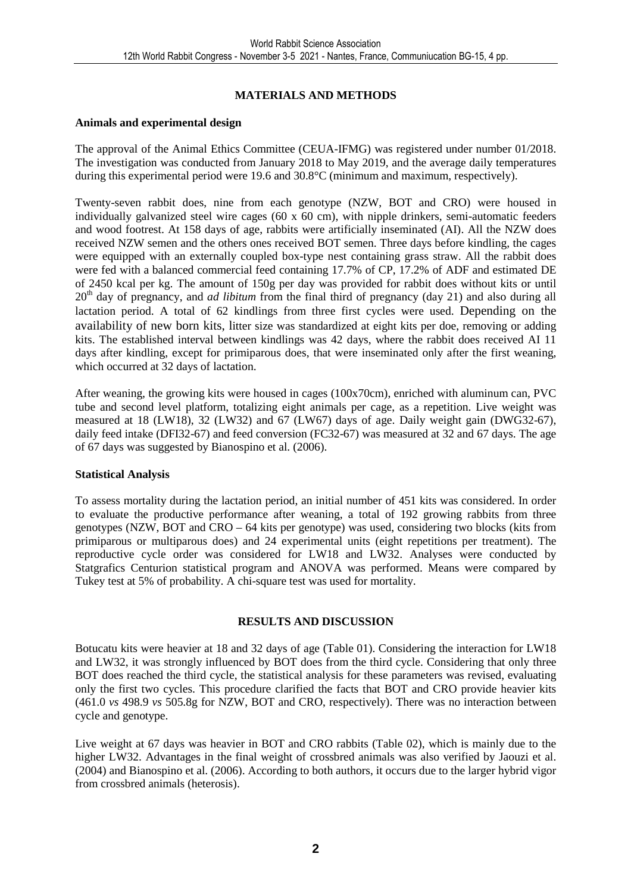## MATERIALS AND METHODS

### Animals and experimental design

The approval of the Animal Ethics Committee (CEUA-IFMG) was registered under number 01/2018. The investigation was conducted from January 2018 to May 2019, and the average daily temperatures during this experimental period were 19.6 and 30.8°C (minimum and maximum, respectively).

Twenty-seven rabbit does, nine from each genotype (NZW, BOT and CRO) were housed in individually galvanized steel wire cages (60 x 60 cm), with nipple drinkers, semi-automatic feeders and wood footrest. At 158 days of age, rabbits were artificially inseminated (AI). All the NZW does received NZW semen and the others ones received BOT semen. Three days before kindling, the cages were equipped with an externally coupled box-type nest containing grass straw. All the rabbit does were fed with a balanced commercial feed containing 17.7% of CP, 17.2% of ADF and estimated DE of 2450 kcal per kg. The amount of 150g per day was provided for rabbit does without kits or until 20[th] day of pregnancy, and *ad libitum* from the final third of pregnancy (day 21) and also during all lactation period. A total of 62 kindlings from three first cycles were used. Depending on the availability of new born kits, litter size was standardized at eight kits per doe, removing or adding kits. The established interval between kindlings was 42 days, where the rabbit does received AI 11 days after kindling, except for primiparous does, that were inseminated only after the first weaning, which occurred at 32 days of lactation.

After weaning, the growing kits were housed in cages (100x70cm), enriched with aluminum can, PVC tube and second level platform, totalizing eight animals per cage, as a repetition. Live weight was measured at 18 (LW18), 32 (LW32) and 67 (LW67) days of age. Daily weight gain (DWG32-67), daily feed intake (DFI32-67) and feed conversion (FC32-67) was measured at 32 and 67 days. The age of 67 days was suggested by Bianospino et al. (2006).

### Statistical Analysis

To assess mortality during the lactation period, an initial number of 451 kits was considered. In order to evaluate the productive performance after weaning, a total of 192 growing rabbits from three genotypes (NZW, BOT and CRO – 64 kits per genotype) was used, considering two blocks (kits from primiparous or multiparous does) and 24 experimental units (eight repetitions per treatment). The reproductive cycle order was considered for LW18 and LW32. Analyses were conducted by Statgrafics Centurion statistical program and ANOVA was performed. Means were compared by Tukey test at 5% of probability. A chi-square test was used for mortality.

## RESULTS AND DISCUSSION

Botucatu kits were heavier at 18 and 32 days of age (Table 01). Considering the interaction for LW18 and LW32, it was strongly influenced by BOT does from the third cycle. Considering that only three BOT does reached the third cycle, the statistical analysis for these parameters was revised, evaluating only the first two cycles. This procedure clarified the facts that BOT and CRO provide heavier kits (461.0 *vs* 498.9 *vs* 505.8g for NZW, BOT and CRO, respectively). There was no interaction between cycle and genotype.

Live weight at 67 days was heavier in BOT and CRO rabbits (Table 02), which is mainly due to the higher LW32. Advantages in the final weight of crossbred animals was also verified by Jaouzi et al. (2004) and Bianospino et al. (2006). According to both authors, it occurs due to the larger hybrid vigor from crossbred animals (heterosis).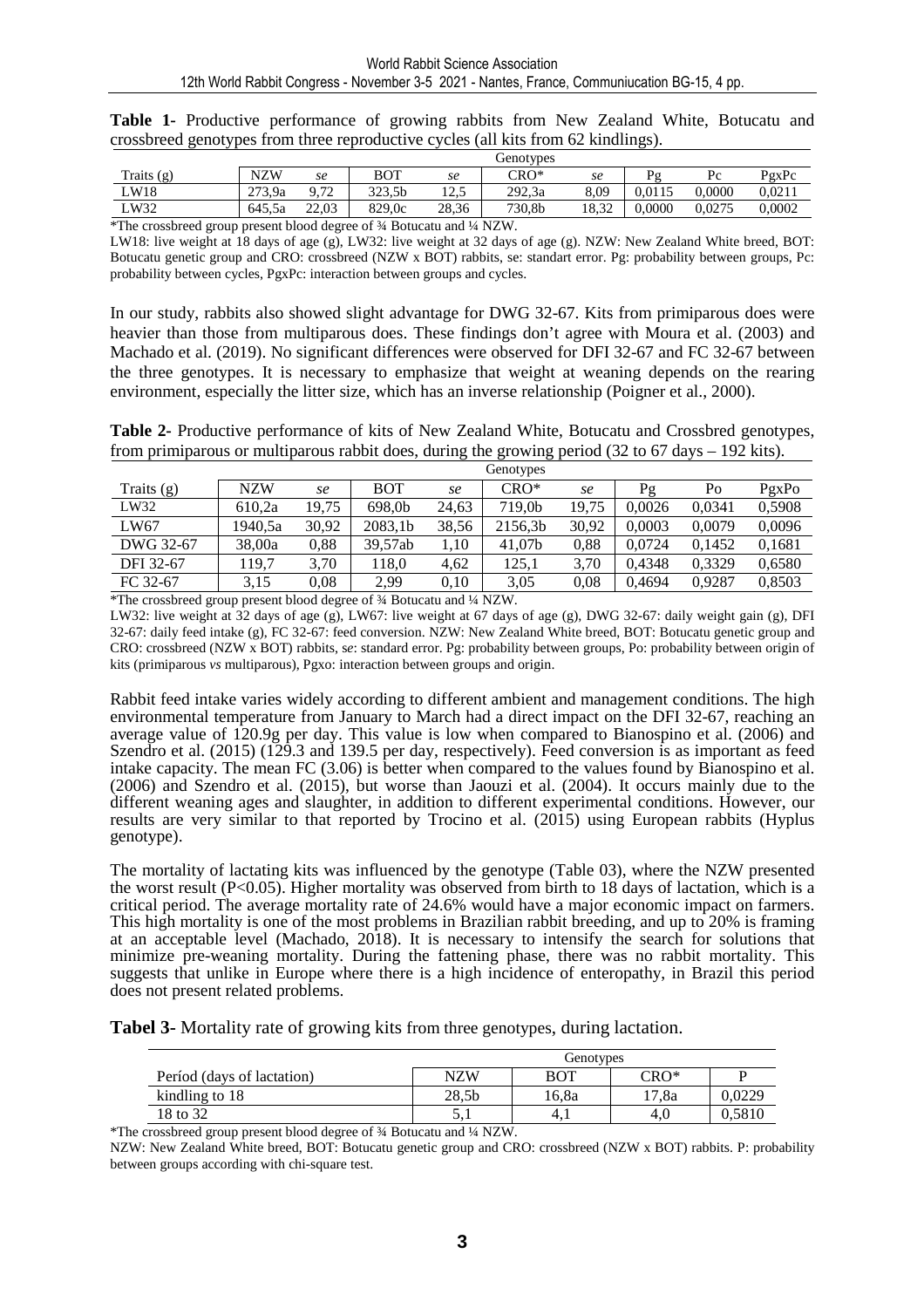**Table 1**- Productive performance of growing rabbits from New Zealand White, Botucatu and crossbreed genotypes from three reproductive cycles (all kits from 62 kindlings).

| | Genotypes | | | | | | | | |
|---|---|---|---|---|---|---|---|---|---|
| Traits (g) | NZW | *se* | BOT | *se* | CRO* | *se* | Pg | Pc | PgxPc |
| LW18 | 273,9a | 9,72 | 323,5b | 12,5 | 292,3a | 8,09 | 0,0115 | 0,0000 | 0,0211 |
| LW32 | 645,5a | 22,03 | 829,0c | 28,36 | 730,8b | 18,32 | 0,0000 | 0,0275 | 0,0002 |

*The crossbreed group present blood degree of ¾ Botucatu and ¼ NZW.

LW18: live weight at 18 days of age (g), LW32: live weight at 32 days of age (g). NZW: New Zealand White breed, BOT: Botucatu genetic group and CRO: crossbreed (NZW x BOT) rabbits, se: standart error. Pg: probability between groups, Pc: probability between cycles, PgxPc: interaction between groups and cycles.

In our study, rabbits also showed slight advantage for DWG 32-67. Kits from primiparous does were heavier than those from multiparous does. These findings don't agree with Moura et al. (2003) and Machado et al. (2019). No significant differences were observed for DFI 32-67 and FC 32-67 between the three genotypes. It is necessary to emphasize that weight at weaning depends on the rearing environment, especially the litter size, which has an inverse relationship (Poigner et al., 2000).

**Table 2**- Productive performance of kits of New Zealand White, Botucatu and Crossbred genotypes, from primiparous or multiparous rabbit does, during the growing period (32 to 67 days – 192 kits).

| | Genotypes | | | | | | | | |
|---|---|---|---|---|---|---|---|---|---|
| Traits (g) | NZW | *se* | BOT | *se* | CRO* | *se* | Pg | Po | PgxPo |
| LW32 | 610,2a | 19,75 | 698,0b | 24,63 | 719,0b | 19,75 | 0,0026 | 0,0341 | 0,5908 |
| LW67 | 1940,5a | 30,92 | 2083,1b | 38,56 | 2156,3b | 30,92 | 0,0003 | 0,0079 | 0,0096 |
| DWG 32-67 | 38,00a | 0,88 | 39,57ab | 1,10 | 41,07b | 0,88 | 0,0724 | 0,1452 | 0,1681 |
| DFI 32-67 | 119,7 | 3,70 | 118,0 | 4,62 | 125,1 | 3,70 | 0,4348 | 0,3329 | 0,6580 |
| FC 32-67 | 3,15 | 0,08 | 2,99 | 0,10 | 3,05 | 0,08 | 0,4694 | 0,9287 | 0,8503 |

*The crossbreed group present blood degree of ¾ Botucatu and ¼ NZW.

LW32: live weight at 32 days of age (g), LW67: live weight at 67 days of age (g), DWG 32-67: daily weight gain (g), DFI 32-67: daily feed intake (g), FC 32-67: feed conversion. NZW: New Zealand White breed, BOT: Botucatu genetic group and CRO: crossbreed (NZW x BOT) rabbits, se: standart error. Pg: probability between groups, Po: probability between origin of kits (primiparous *vs* multiparous), Pgxo: interaction between groups and origin.

Rabbit feed intake varies widely according to different ambient and management conditions. The high environmental temperature from January to March had a direct impact on the DFI 32-67, reaching an average value of 120.9g per day. This value is low when compared to Bianospino et al. (2006) and Szendro et al. (2015) (129.3 and 139.5 per day, respectively). Feed conversion is as important as feed intake capacity. The mean FC (3.06) is better when compared to the values found by Bianospino et al. (2006) and Szendro et al. (2015), but worse than Jaouzi et al. (2004). It occurs mainly due to the different weaning ages and slaughter, in addition to different experimental conditions. However, our results are very similar to that reported by Trocino et al. (2015) using European rabbits (Hyplus genotype).

The mortality of lactating kits was influenced by the genotype (Table 03), where the NZW presented the worst result ($P<0.05$). Higher mortality was observed from birth to 18 days of lactation, which is a critical period. The average mortality rate of 24.6% would have a major economic impact on farmers. This high mortality is one of the most problems in Brazilian rabbit breeding, and up to 20% is framing at an acceptable level (Machado, 2018). It is necessary to intensify the search for solutions that minimize pre-weaning mortality. During the fattening phase, there was no rabbit mortality. This suggests that unlike in Europe where there is a high incidence of enteropathy, in Brazil this period does not present related problems.

**Tabel 3**- Mortality rate of growing kits from three genotypes, during lactation.

| | Genotypes | | | |
|---|---|---|---|---|
| Períod (days of lactation) | NZW | BOT | CRO* | P |
| kindling to 18 | 28,5b | 16,8a | 17,8a | 0,0229 |
| 18 to 32 | 5,1 | 4,1 | 4,0 | 0,5810 |

*The crossbreed group present blood degree of ¾ Botucatu and ¼ NZW.

NZW: New Zealand White breed, BOT: Botucatu genetic group and CRO: crossbreed (NZW x BOT) rabbits. P: probability between groups according with chi-square test.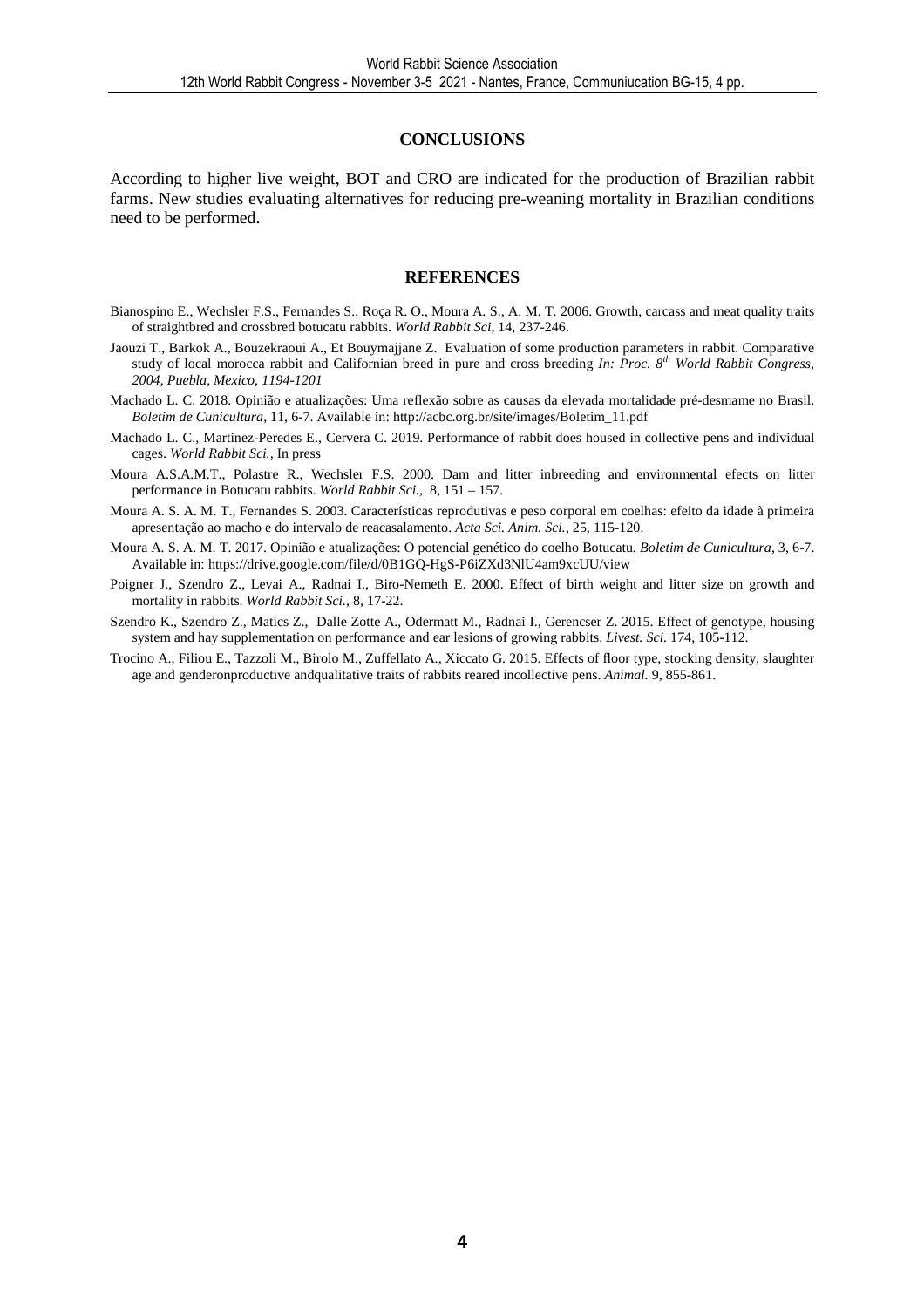## CONCLUSIONS

According to higher live weight, BOT and CRO are indicated for the production of Brazilian rabbit farms. New studies evaluating alternatives for reducing pre-weaning mortality in Brazilian conditions need to be performed.

## REFERENCES

Bianospino E., Wechsler F.S., Fernandes S., Roça R. O., Moura A. S., A. M. T. 2006. Growth, carcass and meat quality traits of straightbred and crossbred botucatu rabbits. *World Rabbit Sci*, 14, 237-246.

Jaouzi T., Barkok A., Bouzekraoui A., Et Bouymajjane Z. Evaluation of some production parameters in rabbit. Comparative study of local morocca rabbit and Californian breed in pure and cross breeding *In: Proc. 8th World Rabbit Congress, 2004, Puebla, Mexico, 1194-1201*

Machado L. C. 2018. Opinião e atualizações: Uma reflexão sobre as causas da elevada mortalidade pré-desmame no Brasil. *Boletim de Cunicultura*, 11, 6-7. Available in: http://acbc.org.br/site/images/Boletim_11.pdf

Machado L. C., Martinez-Peredes E., Cervera C. 2019. Performance of rabbit does housed in collective pens and individual cages. *World Rabbit Sci.,* In press

Moura A.S.A.M.T., Polastre R., Wechsler F.S. 2000. Dam and litter inbreeding and environmental efects on litter performance in Botucatu rabbits. *World Rabbit Sci.,* 8, 151 – 157.

Moura A. S. A. M. T., Fernandes S. 2003. Características reprodutivas e peso corporal em coelhas: efeito da idade à primeira apresentação ao macho e do intervalo de reacasalamento. *Acta Sci. Anim. Sci.*, 25, 115-120.

Moura A. S. A. M. T. 2017. Opinião e atualizações: O potencial genético do coelho Botucatu. *Boletim de Cunicultura*, 3, 6-7. Available in: https://drive.google.com/file/d/0B1GQ-HgS-P6iZXd3NlU4am9xcUU/view

Poigner J., Szendro Z., Levai A., Radnai I., Biro-Nemeth E. 2000. Effect of birth weight and litter size on growth and mortality in rabbits. *World Rabbit Sci.*, 8, 17-22.

Szendro K., Szendro Z., Matics Z., Dalle Zotte A., Odermatt M., Radnai I., Gerencser Z. 2015. Effect of genotype, housing system and hay supplementation on performance and ear lesions of growing rabbits. *Livest. Sci.* 174, 105-112.

Trocino A., Filiou E., Tazzoli M., Birolo M., Zuffellato A., Xiccato G. 2015. Effects of floor type, stocking density, slaughter age and genderonproductive andqualitative traits of rabbits reared incollective pens. *Animal.* 9, 855-861.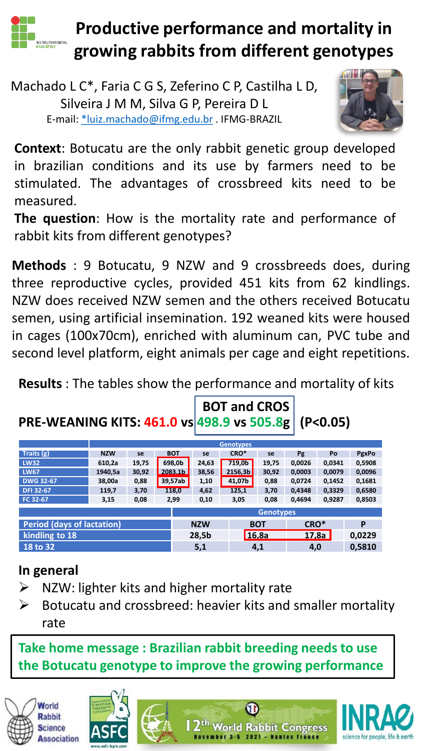# Productive performance and mortality in growing rabbits from different genotypes

Machado L C*, Faria C G S, Zeferino C P, Castilha L D, Silveira J M M, Silva G P, Pereira D L

E-mail: *luiz.machado@ifmg.edu.br . IFMG-BRAZIL

**Context**: Botucatu are the only rabbit genetic group developed in brazilian conditions and its use by farmers need to be stimulated. The advantages of crossbreed kits need to be measured.

**The question**: How is the mortality rate and performance of rabbit kits from different genotypes?

**Methods** : 9 Botucatu, 9 NZW and 9 crossbreeds does, during three reproductive cycles, provided 451 kits from 62 kindlings. NZW does received NZW semen and the others received Botucatu semen, using artificial insemination. 192 weaned kits were housed in cages (100x70cm), enriched with aluminum can, PVC tube and second level platform, eight animals per cage and eight repetitions.

**Results** : The tables show the performance and mortality of kits

**BOT and CROS**

**PRE-WEANING KITS: 461.0 vs 498.9 vs 505.8g (P<0.05)**

| | Genotypes | | | | | | | | |
|---|---|---|---|---|---|---|---|---|---|
| Traits (g) | NZW | se | BOT | se | CRO* | se | Pg | Po | PgxPo |
| LW32 | 610,2a | 19,75 | 698,0b | 24,63 | 719,0b | 19,75 | 0,0026 | 0,0341 | 0,5908 |
| LW67 | 1940,5a | 30,92 | 2083,1b | 38,56 | 2156,3b | 30,92 | 0,0003 | 0,0079 | 0,0096 |
| DWG 32-67 | 38,00a | 0,88 | 39,57ab | 1,10 | 41,07b | 0,88 | 0,0724 | 0,1452 | 0,1681 |
| DFI 32-67 | 119,7 | 3,70 | 118,0 | 4,62 | 125,1 | 3,70 | 0,4348 | 0,3329 | 0,6580 |
| FC 32-67 | 3,15 | 0,08 | 2,99 | 0,10 | 3,05 | 0,08 | 0,4694 | 0,9287 | 0,8503 |

| | Genotypes | | | |
|---|---|---|---|---|
| Period (days of lactation) | NZW | BOT | CRO* | P |
| kindling to 18 | 28,5b | 16,8a | 17,8a | 0,0229 |
| 18 to 32 | 5,1 | 4,1 | 4,0 | 0,5810 |

**In general**

- NZW: lighter kits and higher mortality rate
- Botucatu and crossbreed: heavier kits and smaller mortality rate

**Take home message : Brazilian rabbit breeding needs to use the Botucatu genotype to improve the growing performance**

World Rabbit Science Association

ASFC www.asfc-lapin.com

12th World Rabbit Congress November 3-5 2021 – Nantes France

INRAE science for people, life & earth